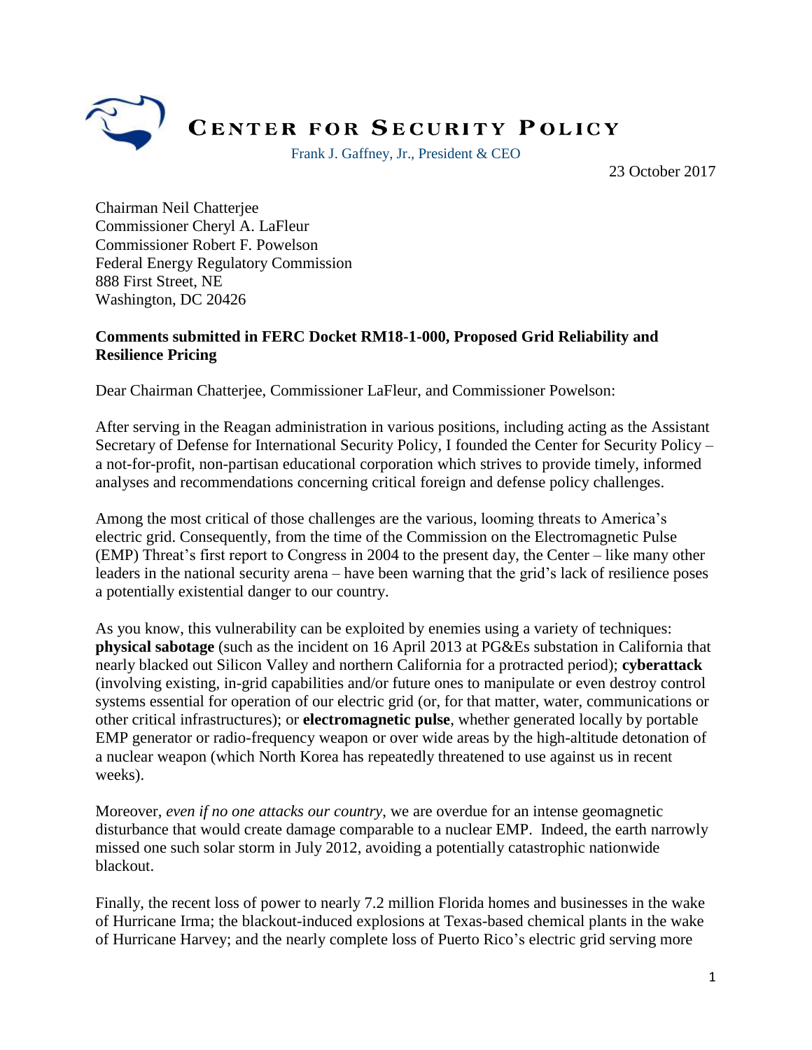# CENTER FOR SECURITY POLICY

Frank J. Gaffney, Jr., President & CEO

23 October 2017

Chairman Neil Chatterjee
Commissioner Cheryl A. LaFleur
Commissioner Robert F. Powelson
Federal Energy Regulatory Commission
888 First Street, NE
Washington, DC 20426

**Comments submitted in FERC Docket RM18-1-000, Proposed Grid Reliability and Resilience Pricing**

Dear Chairman Chatterjee, Commissioner LaFleur, and Commissioner Powelson:

After serving in the Reagan administration in various positions, including acting as the Assistant Secretary of Defense for International Security Policy, I founded the Center for Security Policy – a not-for-profit, non-partisan educational corporation which strives to provide timely, informed analyses and recommendations concerning critical foreign and defense policy challenges.

Among the most critical of those challenges are the various, looming threats to America's electric grid. Consequently, from the time of the Commission on the Electromagnetic Pulse (EMP) Threat's first report to Congress in 2004 to the present day, the Center – like many other leaders in the national security arena – have been warning that the grid's lack of resilience poses a potentially existential danger to our country.

As you know, this vulnerability can be exploited by enemies using a variety of techniques: **physical sabotage** (such as the incident on 16 April 2013 at PG&Es substation in California that nearly blacked out Silicon Valley and northern California for a protracted period); **cyberattack** (involving existing, in-grid capabilities and/or future ones to manipulate or even destroy control systems essential for operation of our electric grid (or, for that matter, water, communications or other critical infrastructures); or **electromagnetic pulse**, whether generated locally by portable EMP generator or radio-frequency weapon or over wide areas by the high-altitude detonation of a nuclear weapon (which North Korea has repeatedly threatened to use against us in recent weeks).

Moreover, *even if no one attacks our country*, we are overdue for an intense geomagnetic disturbance that would create damage comparable to a nuclear EMP. Indeed, the earth narrowly missed one such solar storm in July 2012, avoiding a potentially catastrophic nationwide blackout.

Finally, the recent loss of power to nearly 7.2 million Florida homes and businesses in the wake of Hurricane Irma; the blackout-induced explosions at Texas-based chemical plants in the wake of Hurricane Harvey; and the nearly complete loss of Puerto Rico's electric grid serving more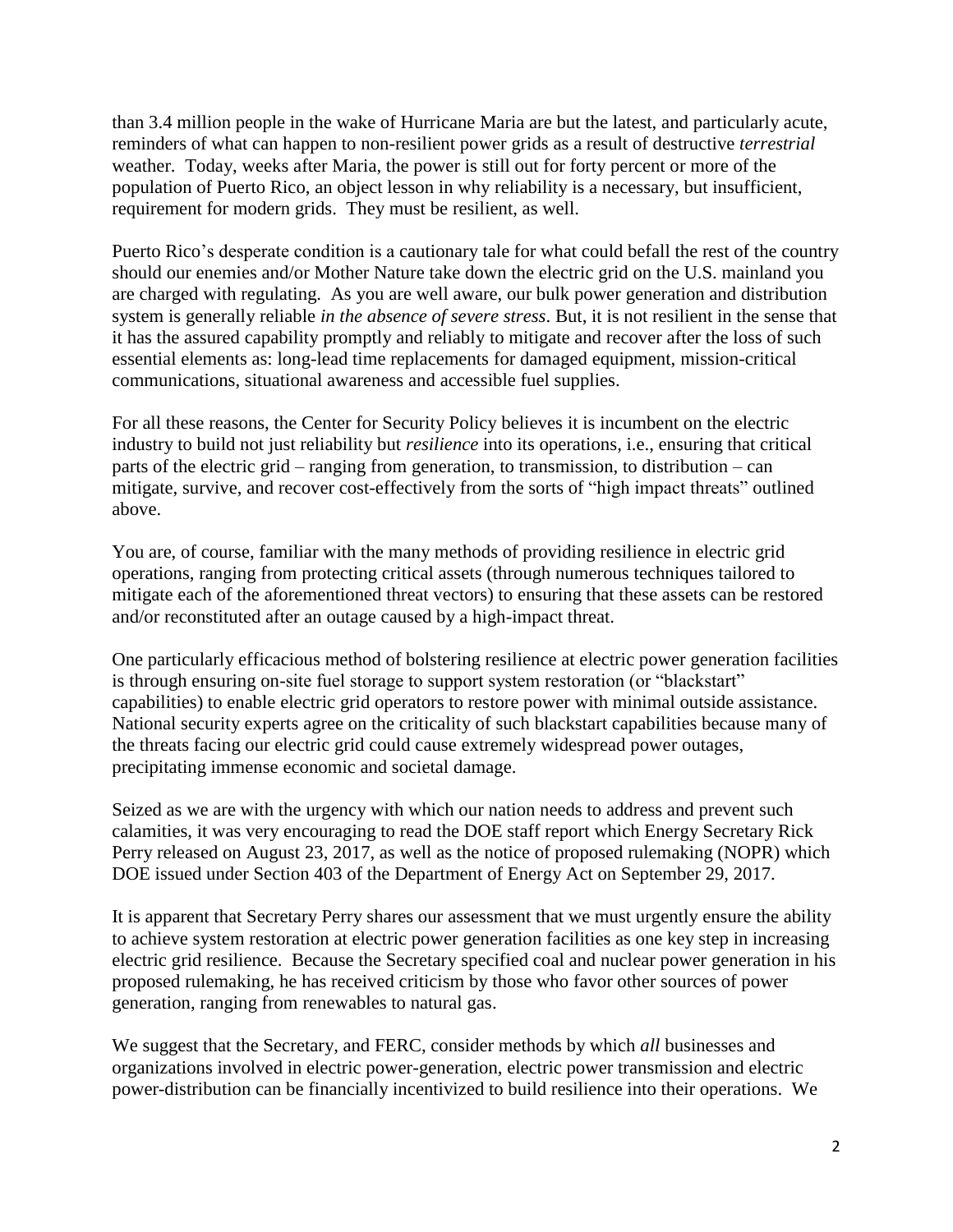than 3.4 million people in the wake of Hurricane Maria are but the latest, and particularly acute, reminders of what can happen to non-resilient power grids as a result of destructive *terrestrial* weather. Today, weeks after Maria, the power is still out for forty percent or more of the population of Puerto Rico, an object lesson in why reliability is a necessary, but insufficient, requirement for modern grids. They must be resilient, as well.

Puerto Rico's desperate condition is a cautionary tale for what could befall the rest of the country should our enemies and/or Mother Nature take down the electric grid on the U.S. mainland you are charged with regulating. As you are well aware, our bulk power generation and distribution system is generally reliable *in the absence of severe stress*. But, it is not resilient in the sense that it has the assured capability promptly and reliably to mitigate and recover after the loss of such essential elements as: long-lead time replacements for damaged equipment, mission-critical communications, situational awareness and accessible fuel supplies.

For all these reasons, the Center for Security Policy believes it is incumbent on the electric industry to build not just reliability but *resilience* into its operations, i.e., ensuring that critical parts of the electric grid – ranging from generation, to transmission, to distribution – can mitigate, survive, and recover cost-effectively from the sorts of "high impact threats" outlined above.

You are, of course, familiar with the many methods of providing resilience in electric grid operations, ranging from protecting critical assets (through numerous techniques tailored to mitigate each of the aforementioned threat vectors) to ensuring that these assets can be restored and/or reconstituted after an outage caused by a high-impact threat.

One particularly efficacious method of bolstering resilience at electric power generation facilities is through ensuring on-site fuel storage to support system restoration (or "blackstart" capabilities) to enable electric grid operators to restore power with minimal outside assistance. National security experts agree on the criticality of such blackstart capabilities because many of the threats facing our electric grid could cause extremely widespread power outages, precipitating immense economic and societal damage.

Seized as we are with the urgency with which our nation needs to address and prevent such calamities, it was very encouraging to read the DOE staff report which Energy Secretary Rick Perry released on August 23, 2017, as well as the notice of proposed rulemaking (NOPR) which DOE issued under Section 403 of the Department of Energy Act on September 29, 2017.

It is apparent that Secretary Perry shares our assessment that we must urgently ensure the ability to achieve system restoration at electric power generation facilities as one key step in increasing electric grid resilience. Because the Secretary specified coal and nuclear power generation in his proposed rulemaking, he has received criticism by those who favor other sources of power generation, ranging from renewables to natural gas.

We suggest that the Secretary, and FERC, consider methods by which *all* businesses and organizations involved in electric power-generation, electric power transmission and electric power-distribution can be financially incentivized to build resilience into their operations. We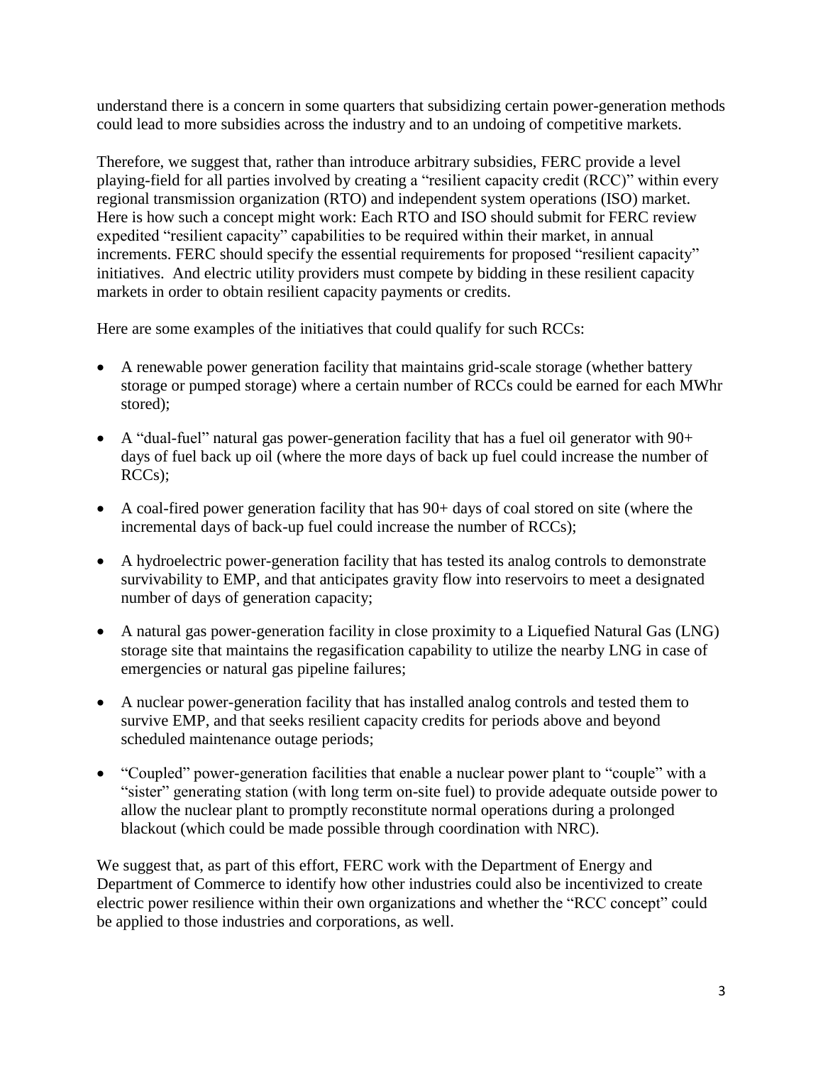understand there is a concern in some quarters that subsidizing certain power-generation methods could lead to more subsidies across the industry and to an undoing of competitive markets.

Therefore, we suggest that, rather than introduce arbitrary subsidies, FERC provide a level playing-field for all parties involved by creating a "resilient capacity credit (RCC)" within every regional transmission organization (RTO) and independent system operations (ISO) market. Here is how such a concept might work: Each RTO and ISO should submit for FERC review expedited "resilient capacity" capabilities to be required within their market, in annual increments. FERC should specify the essential requirements for proposed "resilient capacity" initiatives. And electric utility providers must compete by bidding in these resilient capacity markets in order to obtain resilient capacity payments or credits.

Here are some examples of the initiatives that could qualify for such RCCs:

- A renewable power generation facility that maintains grid-scale storage (whether battery storage or pumped storage) where a certain number of RCCs could be earned for each MWhr stored);
- A "dual-fuel" natural gas power-generation facility that has a fuel oil generator with 90+ days of fuel back up oil (where the more days of back up fuel could increase the number of RCCs);
- A coal-fired power generation facility that has 90+ days of coal stored on site (where the incremental days of back-up fuel could increase the number of RCCs);
- A hydroelectric power-generation facility that has tested its analog controls to demonstrate survivability to EMP, and that anticipates gravity flow into reservoirs to meet a designated number of days of generation capacity;
- A natural gas power-generation facility in close proximity to a Liquefied Natural Gas (LNG) storage site that maintains the regasification capability to utilize the nearby LNG in case of emergencies or natural gas pipeline failures;
- A nuclear power-generation facility that has installed analog controls and tested them to survive EMP, and that seeks resilient capacity credits for periods above and beyond scheduled maintenance outage periods;
- "Coupled" power-generation facilities that enable a nuclear power plant to "couple" with a "sister" generating station (with long term on-site fuel) to provide adequate outside power to allow the nuclear plant to promptly reconstitute normal operations during a prolonged blackout (which could be made possible through coordination with NRC).

We suggest that, as part of this effort, FERC work with the Department of Energy and Department of Commerce to identify how other industries could also be incentivized to create electric power resilience within their own organizations and whether the "RCC concept" could be applied to those industries and corporations, as well.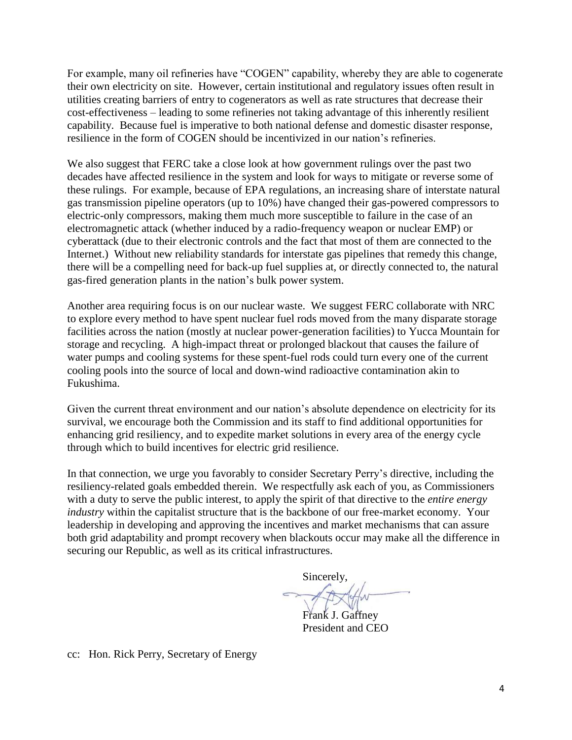For example, many oil refineries have "COGEN" capability, whereby they are able to cogenerate their own electricity on site. However, certain institutional and regulatory issues often result in utilities creating barriers of entry to cogenerators as well as rate structures that decrease their cost-effectiveness – leading to some refineries not taking advantage of this inherently resilient capability. Because fuel is imperative to both national defense and domestic disaster response, resilience in the form of COGEN should be incentivized in our nation's refineries.

We also suggest that FERC take a close look at how government rulings over the past two decades have affected resilience in the system and look for ways to mitigate or reverse some of these rulings. For example, because of EPA regulations, an increasing share of interstate natural gas transmission pipeline operators (up to 10%) have changed their gas-powered compressors to electric-only compressors, making them much more susceptible to failure in the case of an electromagnetic attack (whether induced by a radio-frequency weapon or nuclear EMP) or cyberattack (due to their electronic controls and the fact that most of them are connected to the Internet.) Without new reliability standards for interstate gas pipelines that remedy this change, there will be a compelling need for back-up fuel supplies at, or directly connected to, the natural gas-fired generation plants in the nation's bulk power system.

Another area requiring focus is on our nuclear waste. We suggest FERC collaborate with NRC to explore every method to have spent nuclear fuel rods moved from the many disparate storage facilities across the nation (mostly at nuclear power-generation facilities) to Yucca Mountain for storage and recycling. A high-impact threat or prolonged blackout that causes the failure of water pumps and cooling systems for these spent-fuel rods could turn every one of the current cooling pools into the source of local and down-wind radioactive contamination akin to Fukushima.

Given the current threat environment and our nation's absolute dependence on electricity for its survival, we encourage both the Commission and its staff to find additional opportunities for enhancing grid resiliency, and to expedite market solutions in every area of the energy cycle through which to build incentives for electric grid resilience.

In that connection, we urge you favorably to consider Secretary Perry's directive, including the resiliency-related goals embedded therein. We respectfully ask each of you, as Commissioners with a duty to serve the public interest, to apply the spirit of that directive to the *entire energy industry* within the capitalist structure that is the backbone of our free-market economy. Your leadership in developing and approving the incentives and market mechanisms that can assure both grid adaptability and prompt recovery when blackouts occur may make all the difference in securing our Republic, as well as its critical infrastructures.

Sincerely,

Frank J. Gaffney
President and CEO

cc: Hon. Rick Perry, Secretary of Energy